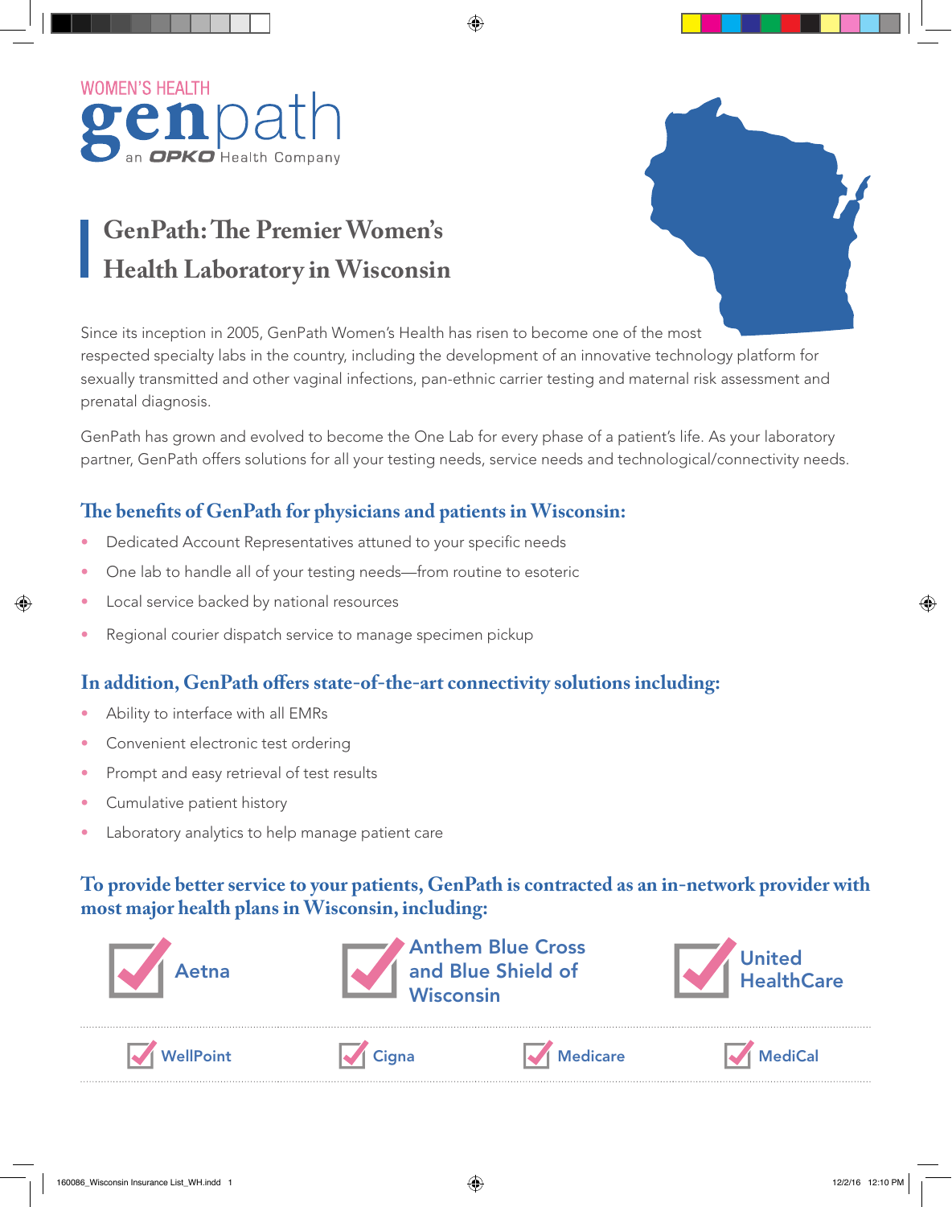WOMEN'S HEALTH
genpath
an OPKO Health Company

# GenPath: The Premier Women's Health Laboratory in Wisconsin

Since its inception in 2005, GenPath Women's Health has risen to become one of the most respected specialty labs in the country, including the development of an innovative technology platform for sexually transmitted and other vaginal infections, pan-ethnic carrier testing and maternal risk assessment and prenatal diagnosis.

GenPath has grown and evolved to become the One Lab for every phase of a patient's life. As your laboratory partner, GenPath offers solutions for all your testing needs, service needs and technological/connectivity needs.

## The benefits of GenPath for physicians and patients in Wisconsin:

- Dedicated Account Representatives attuned to your specific needs
- One lab to handle all of your testing needs—from routine to esoteric
- Local service backed by national resources
- Regional courier dispatch service to manage specimen pickup

## In addition, GenPath offers state-of-the-art connectivity solutions including:

- Ability to interface with all EMRs
- Convenient electronic test ordering
- Prompt and easy retrieval of test results
- Cumulative patient history
- Laboratory analytics to help manage patient care

## To provide better service to your patients, GenPath is contracted as an in-network provider with most major health plans in Wisconsin, including:

- Aetna
- Anthem Blue Cross and Blue Shield of Wisconsin
- United HealthCare
- WellPoint
- Cigna
- Medicare
- MediCal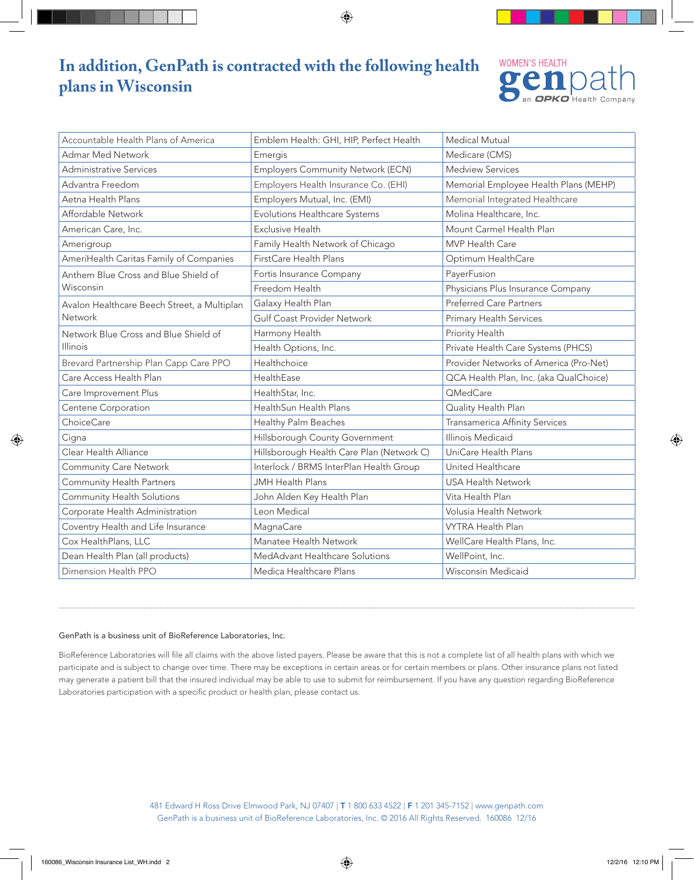# In addition, GenPath is contracted with the following health plans in Wisconsin

WOMEN'S HEALTH genpath an OPKO Health Company

| | | |
|---|---|---|
| Accountable Health Plans of America | Emblem Health: GHI, HIP, Perfect Health | Medical Mutual |
| Admar Med Network | Emergis | Medicare (CMS) |
| Administrative Services | Employers Community Network (ECN) | Medview Services |
| Advantra Freedom | Employers Health Insurance Co. (EHI) | Memorial Employee Health Plans (MEHP) |
| Aetna Health Plans | Employers Mutual, Inc. (EMI) | Memorial Integrated Healthcare |
| Affordable Network | Evolutions Healthcare Systems | Molina Healthcare, Inc. |
| American Care, Inc. | Exclusive Health | Mount Carmel Health Plan |
| Amerigroup | Family Health Network of Chicago | MVP Health Care |
| AmeriHealth Caritas Family of Companies | FirstCare Health Plans | Optimum HealthCare |
| Anthem Blue Cross and Blue Shield of Wisconsin | Fortis Insurance Company | PayerFusion |
| | Freedom Health | Physicians Plus Insurance Company |
| Avalon Healthcare Beech Street, a Multiplan Network | Galaxy Health Plan | Preferred Care Partners |
| | Gulf Coast Provider Network | Primary Health Services |
| Network Blue Cross and Blue Shield of Illinois | Harmony Health | Priority Health |
| | Health Options, Inc. | Private Health Care Systems (PHCS) |
| Brevard Partnership Plan Capp Care PPO | Healthchoice | Provider Networks of America (Pro-Net) |
| Care Access Health Plan | HealthEase | QCA Health Plan, Inc. (aka QualChoice) |
| Care Improvement Plus | HealthStar, Inc. | QMedCare |
| Centene Corporation | HealthSun Health Plans | Quality Health Plan |
| ChoiceCare | Healthy Palm Beaches | Transamerica Affinity Services |
| Cigna | Hillsborough County Government | Illinois Medicaid |
| Clear Health Alliance | Hillsborough Health Care Plan (Network C) | UniCare Health Plans |
| Community Care Network | Interlock / BRMS InterPlan Health Group | United Healthcare |
| Community Health Partners | JMH Health Plans | USA Health Network |
| Community Health Solutions | John Alden Key Health Plan | Vita Health Plan |
| Corporate Health Administration | Leon Medical | Volusia Health Network |
| Coventry Health and Life Insurance | MagnaCare | VYTRA Health Plan |
| Cox HealthPlans, LLC | Manatee Health Network | WellCare Health Plans, Inc. |
| Dean Health Plan (all products) | MedAdvant Healthcare Solutions | WellPoint, Inc. |
| Dimension Health PPO | Medica Healthcare Plans | Wisconsin Medicaid |

GenPath is a business unit of BioReference Laboratories, Inc.

BioReference Laboratories will file all claims with the above listed payers. Please be aware that this is not a complete list of all health plans with which we participate and is subject to change over time. There may be exceptions in certain areas or for certain members or plans. Other insurance plans not listed may generate a patient bill that the insured individual may be able to use to submit for reimbursement. If you have any question regarding BioReference Laboratories participation with a specific product or health plan, please contact us.

481 Edward H Ross Drive Elmwood Park, NJ 07407 | **T** 1 800 633 4522 | **F** 1 201 345-7152 | www.genpath.com
GenPath is a business unit of BioReference Laboratories, Inc. © 2016 All Rights Reserved. 160086 12/16